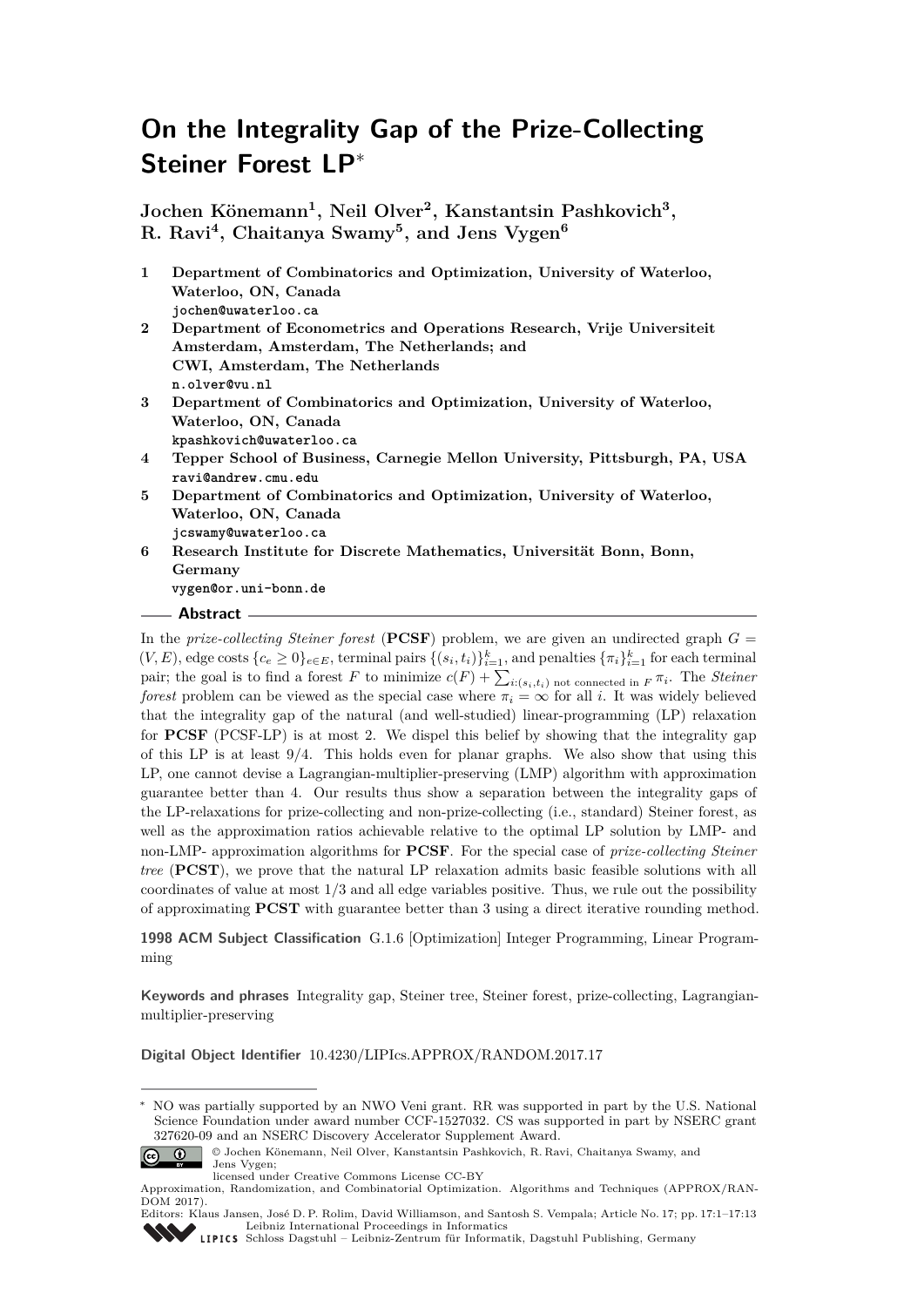# On the Integrality Gap of the Prize-Collecting Steiner Forest LP*

**Jochen Könemann[1], Neil Olver[2], Kanstantsin Pashkovich[3], R. Ravi[4], Chaitanya Swamy[5], and Jens Vygen[6]**

1. **Department of Combinatorics and Optimization, University of Waterloo, Waterloo, ON, Canada**
   jochen@uwaterloo.ca
2. **Department of Econometrics and Operations Research, Vrije Universiteit Amsterdam, Amsterdam, The Netherlands; and CWI, Amsterdam, The Netherlands**
   n.olver@vu.nl
3. **Department of Combinatorics and Optimization, University of Waterloo, Waterloo, ON, Canada**
   kpashkovich@uwaterloo.ca
4. **Tepper School of Business, Carnegie Mellon University, Pittsburgh, PA, USA**
   ravi@andrew.cmu.edu
5. **Department of Combinatorics and Optimization, University of Waterloo, Waterloo, ON, Canada**
   jcswamy@uwaterloo.ca
6. **Research Institute for Discrete Mathematics, Universität Bonn, Bonn, Germany**
   vygen@or.uni-bonn.de

## Abstract

In the *prize-collecting Steiner forest* (**PCSF**) problem, we are given an undirected graph $G = (V, E)$, edge costs $\{c_e \geq 0\}_{e \in E}$, terminal pairs $\{(s_i, t_i)\}_{i=1}^k$, and penalties $\{\pi_i\}_{i=1}^k$ for each terminal pair; the goal is to find a forest $F$ to minimize $c(F) + \sum_{i:(s_i,t_i) \text{ not connected in } F} \pi_i$. The *Steiner forest* problem can be viewed as the special case where $\pi_i = \infty$ for all $i$. It was widely believed that the integrality gap of the natural (and well-studied) linear-programming (LP) relaxation for **PCSF** (PCSF-LP) is at most 2. We dispel this belief by showing that the integrality gap of this LP is at least 9/4. This holds even for planar graphs. We also show that using this LP, one cannot devise a Lagrangian-multiplier-preserving (LMP) algorithm with approximation guarantee better than 4. Our results thus show a separation between the integrality gaps of the LP-relaxations for prize-collecting and non-prize-collecting (i.e., standard) Steiner forest, as well as the approximation ratios achievable relative to the optimal LP solution by LMP- and non-LMP- approximation algorithms for **PCSF**. For the special case of *prize-collecting Steiner tree* (**PCST**), we prove that the natural LP relaxation admits basic feasible solutions with all coordinates of value at most 1/3 and all edge variables positive. Thus, we rule out the possibility of approximating **PCST** with guarantee better than 3 using a direct iterative rounding method.

**1998 ACM Subject Classification** G.1.6 [Optimization] Integer Programming, Linear Programming

**Keywords and phrases** Integrality gap, Steiner tree, Steiner forest, prize-collecting, Lagrangian-multiplier-preserving

**Digital Object Identifier** 10.4230/LIPIcs.APPROX/RANDOM.2017.17

---

\* NO was partially supported by an NWO Veni grant. RR was supported in part by the U.S. National Science Foundation under award number CCF-1527032. CS was supported in part by NSERC grant 327620-09 and an NSERC Discovery Accelerator Supplement Award.

© Jochen Könemann, Neil Olver, Kanstantsin Pashkovich, R. Ravi, Chaitanya Swamy, and Jens Vygen; licensed under Creative Commons License CC-BY

Approximation, Randomization, and Combinatorial Optimization. Algorithms and Techniques (APPROX/RANDOM 2017).
Editors: Klaus Jansen, José D. P. Rolim, David Williamson, and Santosh S. Vempala; Article No. 17; pp. 17:1–17:13
Leibniz International Proceedings in Informatics
Schloss Dagstuhl – Leibniz-Zentrum für Informatik, Dagstuhl Publishing, Germany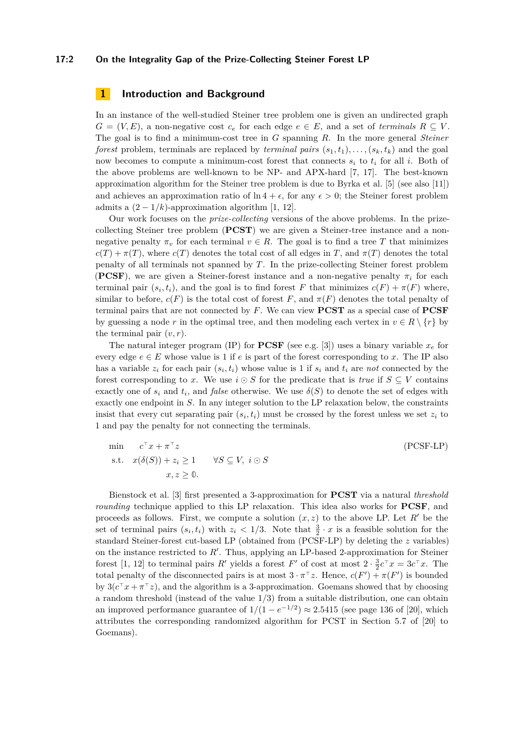## 1 Introduction and Background

In an instance of the well-studied Steiner tree problem one is given an undirected graph $G = (V, E)$, a non-negative cost $c_e$ for each edge $e \in E$, and a set of *terminals* $R \subseteq V$. The goal is to find a minimum-cost tree in $G$ spanning $R$. In the more general *Steiner forest* problem, terminals are replaced by *terminal pairs* $(s_1, t_1), \ldots, (s_k, t_k)$ and the goal now becomes to compute a minimum-cost forest that connects $s_i$ to $t_i$ for all $i$. Both of the above problems are well-known to be NP- and APX-hard [7, 17]. The best-known approximation algorithm for the Steiner tree problem is due to Byrka et al. [5] (see also [11]) and achieves an approximation ratio of $\ln 4 + \epsilon$, for any $\epsilon > 0$; the Steiner forest problem admits a $(2 - 1/k)$-approximation algorithm [1, 12].

Our work focuses on the *prize-collecting* versions of the above problems. In the prize-collecting Steiner tree problem (**PCST**) we are given a Steiner-tree instance and a non-negative penalty $\pi_v$ for each terminal $v \in R$. The goal is to find a tree $T$ that minimizes $c(T) + \pi(T)$, where $c(T)$ denotes the total cost of all edges in $T$, and $\pi(T)$ denotes the total penalty of all terminals not spanned by $T$. In the prize-collecting Steiner forest problem (**PCSF**), we are given a Steiner-forest instance and a non-negative penalty $\pi_i$ for each terminal pair $(s_i, t_i)$, and the goal is to find forest $F$ that minimizes $c(F) + \pi(F)$ where, similar to before, $c(F)$ is the total cost of forest $F$, and $\pi(F)$ denotes the total penalty of terminal pairs that are not connected by $F$. We can view **PCST** as a special case of **PCSF** by guessing a node $r$ in the optimal tree, and then modeling each vertex in $v \in R \setminus \{r\}$ by the terminal pair $(v, r)$.

The natural integer program (IP) for **PCSF** (see e.g. [3]) uses a binary variable $x_e$ for every edge $e \in E$ whose value is 1 if $e$ is part of the forest corresponding to $x$. The IP also has a variable $z_i$ for each pair $(s_i, t_i)$ whose value is 1 if $s_i$ and $t_i$ are *not* connected by the forest corresponding to $x$. We use $i \odot S$ for the predicate that is *true* if $S \subseteq V$ contains exactly one of $s_i$ and $t_i$, and *false* otherwise. We use $\delta(S)$ to denote the set of edges with exactly one endpoint in $S$. In any integer solution to the LP relaxation below, the constraints insist that every cut separating pair $(s_i, t_i)$ must be crossed by the forest unless we set $z_i$ to 1 and pay the penalty for not connecting the terminals.

$$
\begin{aligned}
\min \quad & c^\top x + \pi^\top z && && \text{(PCSF-LP)} \\
\text{s.t.} \quad & x(\delta(S)) + z_i \geq 1 && \forall S \subseteq V,\ i \odot S \\
& x, z \geq \mathbb{0}.
\end{aligned}
$$

Bienstock et al. [3] first presented a 3-approximation for **PCST** via a natural *threshold rounding* technique applied to this LP relaxation. This idea also works for **PCSF**, and proceeds as follows. First, we compute a solution $(x, z)$ to the above LP. Let $R'$ be the set of terminal pairs $(s_i, t_i)$ with $z_i < 1/3$. Note that $\frac{3}{2} \cdot x$ is a feasible solution for the standard Steiner-forest cut-based LP (obtained from (PCSF-LP) by deleting the $z$ variables) on the instance restricted to $R'$. Thus, applying an LP-based 2-approximation for Steiner forest [1, 12] to terminal pairs $R'$ yields a forest $F'$ of cost at most $2 \cdot \frac{3}{2} c^\top x = 3c^\top x$. The total penalty of the disconnected pairs is at most $3 \cdot \pi^\top z$. Hence, $c(F') + \pi(F')$ is bounded by $3(c^\top x + \pi^\top z)$, and the algorithm is a 3-approximation. Goemans showed that by choosing a random threshold (instead of the value $1/3$) from a suitable distribution, one can obtain an improved performance guarantee of $1/(1 - e^{-1/2}) \approx 2.5415$ (see page 136 of [20], which attributes the corresponding randomized algorithm for PCST in Section 5.7 of [20] to Goemans).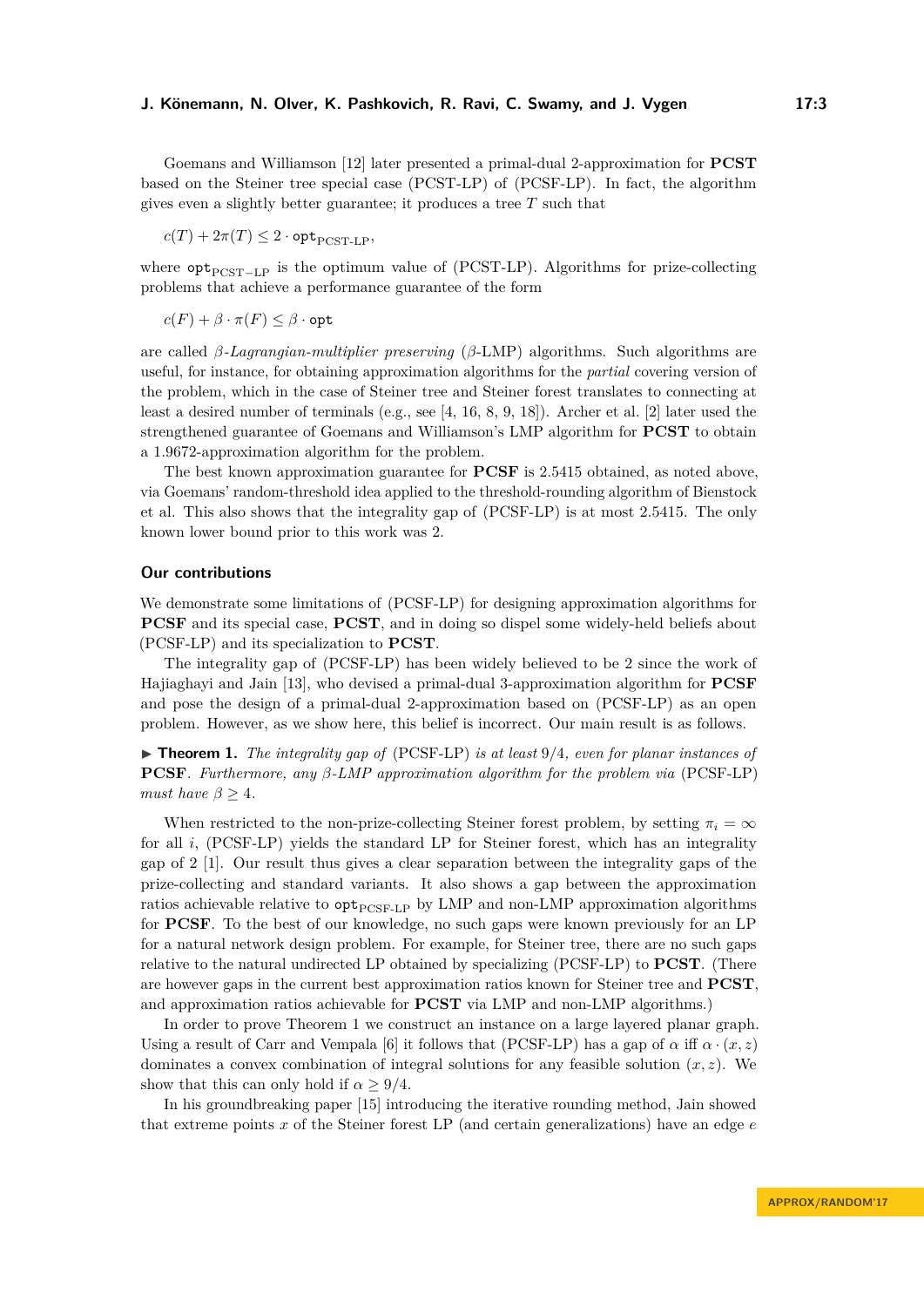Goemans and Williamson [12] later presented a primal-dual 2-approximation for **PCST** based on the Steiner tree special case (PCST-LP) of (PCSF-LP). In fact, the algorithm gives even a slightly better guarantee; it produces a tree $T$ such that

$$c(T) + 2\pi(T) \leq 2 \cdot \texttt{opt}_{\text{PCST-LP}},$$

where $\texttt{opt}_{\text{PCST-LP}}$ is the optimum value of (PCST-LP). Algorithms for prize-collecting problems that achieve a performance guarantee of the form

$$c(F) + \beta \cdot \pi(F) \leq \beta \cdot \texttt{opt}$$

are called *$\beta$-Lagrangian-multiplier preserving* ($\beta$-LMP) algorithms. Such algorithms are useful, for instance, for obtaining approximation algorithms for the *partial* covering version of the problem, which in the case of Steiner tree and Steiner forest translates to connecting at least a desired number of terminals (e.g., see [4, 16, 8, 9, 18]). Archer et al. [2] later used the strengthened guarantee of Goemans and Williamson's LMP algorithm for **PCST** to obtain a 1.9672-approximation algorithm for the problem.

The best known approximation guarantee for **PCSF** is 2.5415 obtained, as noted above, via Goemans' random-threshold idea applied to the threshold-rounding algorithm of Bienstock et al. This also shows that the integrality gap of (PCSF-LP) is at most 2.5415. The only known lower bound prior to this work was 2.

## Our contributions

We demonstrate some limitations of (PCSF-LP) for designing approximation algorithms for **PCSF** and its special case, **PCST**, and in doing so dispel some widely-held beliefs about (PCSF-LP) and its specialization to **PCST**.

The integrality gap of (PCSF-LP) has been widely believed to be 2 since the work of Hajiaghayi and Jain [13], who devised a primal-dual 3-approximation algorithm for **PCSF** and pose the design of a primal-dual 2-approximation based on (PCSF-LP) as an open problem. However, as we show here, this belief is incorrect. Our main result is as follows.

▶ **Theorem 1.** *The integrality gap of* (PCSF-LP) *is at least* $9/4$*, even for planar instances of* **PCSF**. *Furthermore, any $\beta$-LMP approximation algorithm for the problem via* (PCSF-LP) *must have $\beta \geq 4$.*

When restricted to the non-prize-collecting Steiner forest problem, by setting $\pi_i = \infty$ for all $i$, (PCSF-LP) yields the standard LP for Steiner forest, which has an integrality gap of 2 [1]. Our result thus gives a clear separation between the integrality gaps of the prize-collecting and standard variants. It also shows a gap between the approximation ratios achievable relative to $\texttt{opt}_{\text{PCSF-LP}}$ by LMP and non-LMP approximation algorithms for **PCSF**. To the best of our knowledge, no such gaps were known previously for an LP for a natural network design problem. For example, for Steiner tree, there are no such gaps relative to the natural undirected LP obtained by specializing (PCSF-LP) to **PCST**. (There are however gaps in the current best approximation ratios known for Steiner tree and **PCST**, and approximation ratios achievable for **PCST** via LMP and non-LMP algorithms.)

In order to prove Theorem 1 we construct an instance on a large layered planar graph. Using a result of Carr and Vempala [6] it follows that (PCSF-LP) has a gap of $\alpha$ iff $\alpha \cdot (x, z)$ dominates a convex combination of integral solutions for any feasible solution $(x, z)$. We show that this can only hold if $\alpha \geq 9/4$.

In his groundbreaking paper [15] introducing the iterative rounding method, Jain showed that extreme points $x$ of the Steiner forest LP (and certain generalizations) have an edge $e$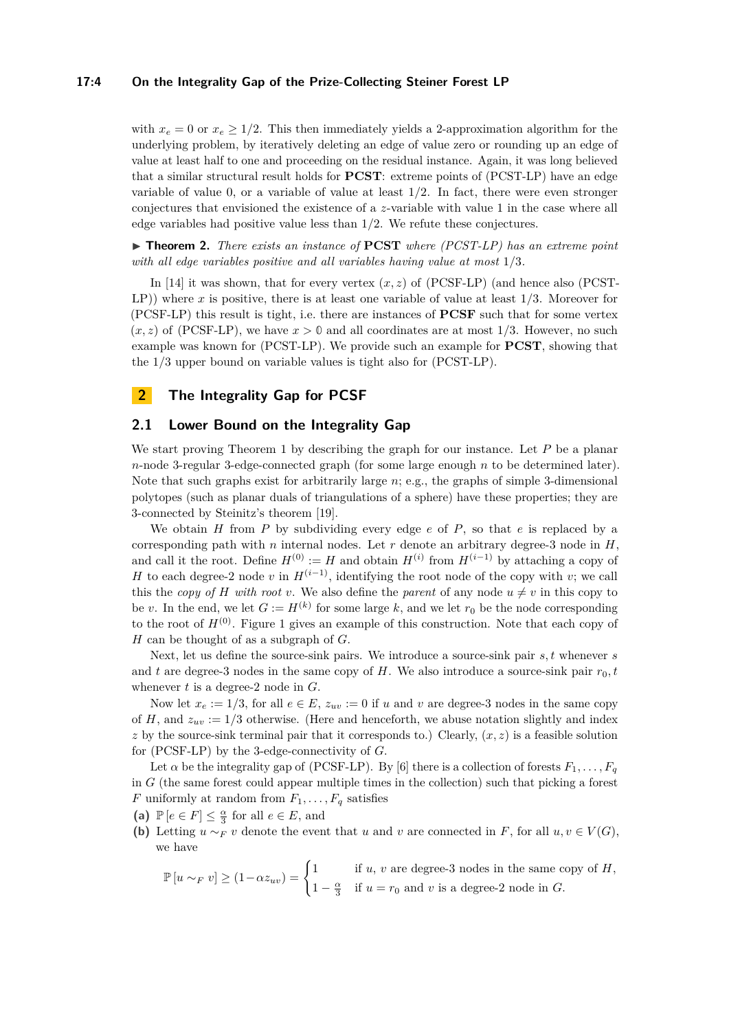with $x_e = 0$ or $x_e \geq 1/2$. This then immediately yields a 2-approximation algorithm for the underlying problem, by iteratively deleting an edge of value zero or rounding up an edge of value at least half to one and proceeding on the residual instance. Again, it was long believed that a similar structural result holds for **PCST**: extreme points of (PCST-LP) have an edge variable of value 0, or a variable of value at least $1/2$. In fact, there were even stronger conjectures that envisioned the existence of a $z$-variable with value 1 in the case where all edge variables had positive value less than $1/2$. We refute these conjectures.

▶ **Theorem 2.** *There exists an instance of* **PCST** *where (PCST-LP) has an extreme point with all edge variables positive and all variables having value at most* $1/3$.

In [14] it was shown, that for every vertex $(x, z)$ of (PCSF-LP) (and hence also (PCST-LP)) where $x$ is positive, there is at least one variable of value at least $1/3$. Moreover for (PCSF-LP) this result is tight, i.e. there are instances of **PCSF** such that for some vertex $(x, z)$ of (PCSF-LP), we have $x > \mathbb{0}$ and all coordinates are at most $1/3$. However, no such example was known for (PCST-LP). We provide such an example for **PCST**, showing that the $1/3$ upper bound on variable values is tight also for (PCST-LP).

## 2 The Integrality Gap for PCSF

### 2.1 Lower Bound on the Integrality Gap

We start proving Theorem 1 by describing the graph for our instance. Let $P$ be a planar $n$-node 3-regular 3-edge-connected graph (for some large enough $n$ to be determined later). Note that such graphs exist for arbitrarily large $n$; e.g., the graphs of simple 3-dimensional polytopes (such as planar duals of triangulations of a sphere) have these properties; they are 3-connected by Steinitz's theorem [19].

We obtain $H$ from $P$ by subdividing every edge $e$ of $P$, so that $e$ is replaced by a corresponding path with $n$ internal nodes. Let $r$ denote an arbitrary degree-3 node in $H$, and call it the root. Define $H^{(0)} := H$ and obtain $H^{(i)}$ from $H^{(i-1)}$ by attaching a copy of $H$ to each degree-2 node $v$ in $H^{(i-1)}$, identifying the root node of the copy with $v$; we call this the *copy of* $H$ *with root* $v$. We also define the *parent* of any node $u \neq v$ in this copy to be $v$. In the end, we let $G := H^{(k)}$ for some large $k$, and we let $r_0$ be the node corresponding to the root of $H^{(0)}$. Figure 1 gives an example of this construction. Note that each copy of $H$ can be thought of as a subgraph of $G$.

Next, let us define the source-sink pairs. We introduce a source-sink pair $s, t$ whenever $s$ and $t$ are degree-3 nodes in the same copy of $H$. We also introduce a source-sink pair $r_0, t$ whenever $t$ is a degree-2 node in $G$.

Now let $x_e := 1/3$, for all $e \in E$, $z_{uv} := 0$ if $u$ and $v$ are degree-3 nodes in the same copy of $H$, and $z_{uv} := 1/3$ otherwise. (Here and henceforth, we abuse notation slightly and index $z$ by the source-sink terminal pair that it corresponds to.) Clearly, $(x, z)$ is a feasible solution for (PCSF-LP) by the 3-edge-connectivity of $G$.

Let $\alpha$ be the integrality gap of (PCSF-LP). By [6] there is a collection of forests $F_1, \ldots, F_q$ in $G$ (the same forest could appear multiple times in the collection) such that picking a forest $F$ uniformly at random from $F_1, \ldots, F_q$ satisfies

**(a)** $\mathbb{P}\left[e \in F\right] \leq \frac{\alpha}{3}$ for all $e \in E$, and

**(b)** Letting $u \sim_F v$ denote the event that $u$ and $v$ are connected in $F$, for all $u, v \in V(G)$, we have

$$\mathbb{P}\left[u \sim_F v\right] \geq (1 - \alpha z_{uv}) = \begin{cases} 1 & \text{if } u,\, v \text{ are degree-3 nodes in the same copy of } H, \\ 1 - \frac{\alpha}{3} & \text{if } u = r_0 \text{ and } v \text{ is a degree-2 node in } G. \end{cases}$$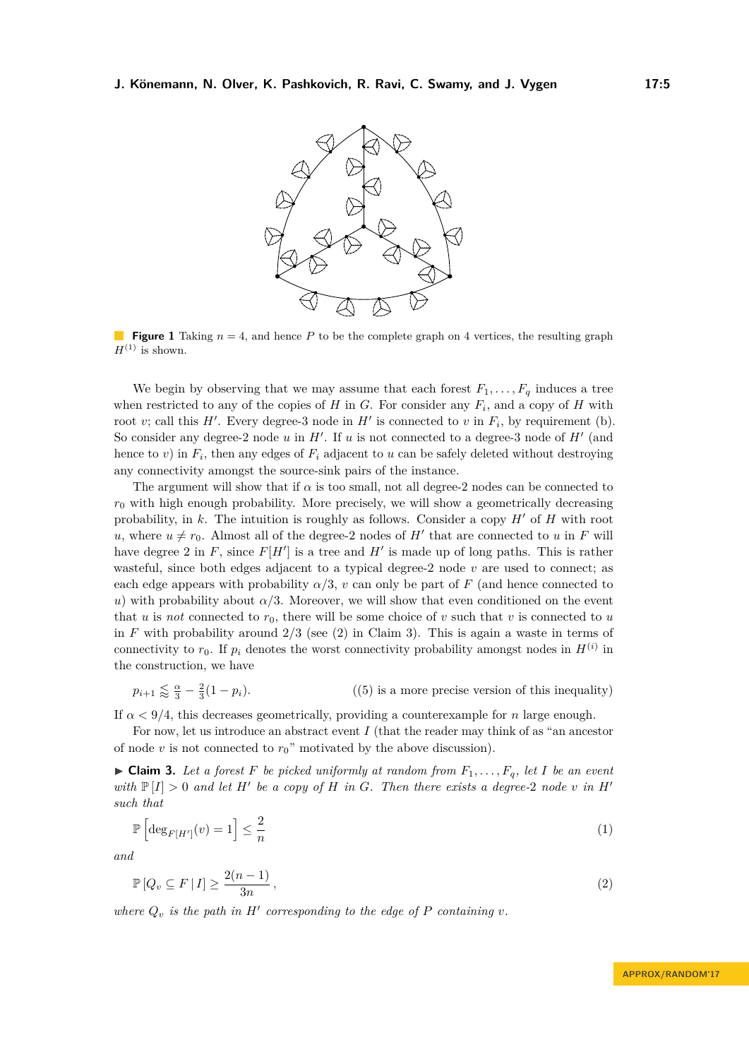**Figure 1** Taking $n = 4$, and hence $P$ to be the complete graph on 4 vertices, the resulting graph $H^{(1)}$ is shown.

We begin by observing that we may assume that each forest $F_1, \ldots, F_q$ induces a tree when restricted to any of the copies of $H$ in $G$. For consider any $F_i$, and a copy of $H$ with root $v$; call this $H'$. Every degree-3 node in $H'$ is connected to $v$ in $F_i$, by requirement (b). So consider any degree-2 node $u$ in $H'$. If $u$ is not connected to a degree-3 node of $H'$ (and hence to $v$) in $F_i$, then any edges of $F_i$ adjacent to $u$ can be safely deleted without destroying any connectivity amongst the source-sink pairs of the instance.

The argument will show that if $\alpha$ is too small, not all degree-2 nodes can be connected to $r_0$ with high enough probability. More precisely, we will show a geometrically decreasing probability, in $k$. The intuition is roughly as follows. Consider a copy $H'$ of $H$ with root $u$, where $u \neq r_0$. Almost all of the degree-2 nodes of $H'$ that are connected to $u$ in $F$ will have degree 2 in $F$, since $F[H']$ is a tree and $H'$ is made up of long paths. This is rather wasteful, since both edges adjacent to a typical degree-2 node $v$ are used to connect; as each edge appears with probability $\alpha/3$, $v$ can only be part of $F$ (and hence connected to $u$) with probability about $\alpha/3$. Moreover, we will show that even conditioned on the event that $u$ is *not* connected to $r_0$, there will be some choice of $v$ such that $v$ is connected to $u$ in $F$ with probability around $2/3$ (see (2) in Claim 3). This is again a waste in terms of connectivity to $r_0$. If $p_i$ denotes the worst connectivity probability amongst nodes in $H^{(i)}$ in the construction, we have

$$p_{i+1} \lessapprox \tfrac{\alpha}{3} - \tfrac{2}{3}(1 - p_i). \qquad \text{((5) is a more precise version of this inequality)}$$

If $\alpha < 9/4$, this decreases geometrically, providing a counterexample for $n$ large enough.

For now, let us introduce an abstract event $I$ (that the reader may think of as "an ancestor of node $v$ is not connected to $r_0$" motivated by the above discussion).

▶ **Claim 3.** *Let a forest $F$ be picked uniformly at random from $F_1, \ldots, F_q$, let $I$ be an event with $\mathbb{P}[I] > 0$ and let $H'$ be a copy of $H$ in $G$. Then there exists a degree-2 node $v$ in $H'$ such that*

$$\mathbb{P}\left[\deg_{F[H']}(v) = 1\right] \leq \frac{2}{n} \tag{1}$$

*and*

$$\mathbb{P}\left[Q_v \subseteq F \mid I\right] \geq \frac{2(n-1)}{3n}, \tag{2}$$

*where $Q_v$ is the path in $H'$ corresponding to the edge of $P$ containing $v$.*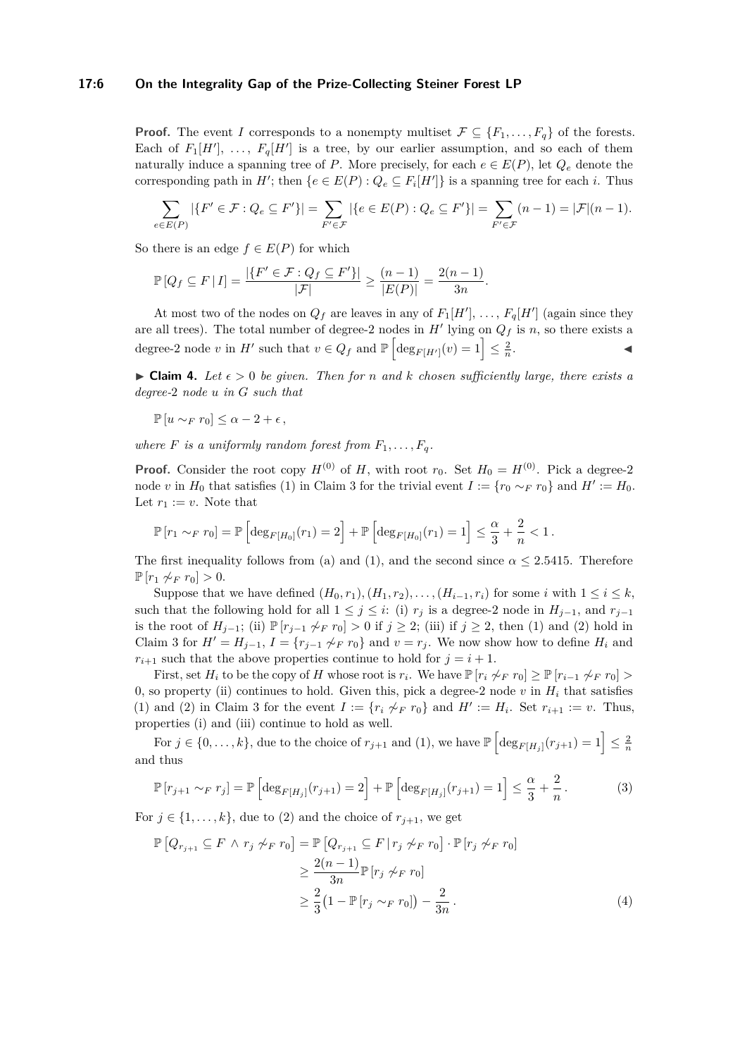**Proof.** The event $I$ corresponds to a nonempty multiset $\mathcal{F} \subseteq \{F_1, \ldots, F_q\}$ of the forests. Each of $F_1[H'], \ldots, F_q[H']$ is a tree, by our earlier assumption, and so each of them naturally induce a spanning tree of $P$. More precisely, for each $e \in E(P)$, let $Q_e$ denote the corresponding path in $H'$; then $\{e \in E(P) : Q_e \subseteq F_i[H']\}$ is a spanning tree for each $i$. Thus

$$\sum_{e \in E(P)} |\{F' \in \mathcal{F} : Q_e \subseteq F'\}| = \sum_{F' \in \mathcal{F}} |\{e \in E(P) : Q_e \subseteq F'\}| = \sum_{F' \in \mathcal{F}} (n-1) = |\mathcal{F}|(n-1).$$

So there is an edge $f \in E(P)$ for which

$$\mathbb{P}\left[Q_f \subseteq F \,|\, I\right] = \frac{|\{F' \in \mathcal{F} : Q_f \subseteq F'\}|}{|\mathcal{F}|} \geq \frac{(n-1)}{|E(P)|} = \frac{2(n-1)}{3n}.$$

At most two of the nodes on $Q_f$ are leaves in any of $F_1[H'], \ldots, F_q[H']$ (again since they are all trees). The total number of degree-2 nodes in $H'$ lying on $Q_f$ is $n$, so there exists a degree-2 node $v$ in $H'$ such that $v \in Q_f$ and $\mathbb{P}\left[\deg_{F[H']}(v) = 1\right] \leq \frac{2}{n}$. ◀

▶ **Claim 4.** *Let $\epsilon > 0$ be given. Then for $n$ and $k$ chosen sufficiently large, there exists a degree-2 node $u$ in $G$ such that*

$$\mathbb{P}\left[u \sim_F r_0\right] \leq \alpha - 2 + \epsilon\,,$$

*where $F$ is a uniformly random forest from $F_1, \ldots, F_q$.*

**Proof.** Consider the root copy $H^{(0)}$ of $H$, with root $r_0$. Set $H_0 = H^{(0)}$. Pick a degree-2 node $v$ in $H_0$ that satisfies (1) in Claim 3 for the trivial event $I := \{r_0 \sim_F r_0\}$ and $H' := H_0$. Let $r_1 := v$. Note that

$$\mathbb{P}\left[r_1 \sim_F r_0\right] = \mathbb{P}\left[\deg_{F[H_0]}(r_1) = 2\right] + \mathbb{P}\left[\deg_{F[H_0]}(r_1) = 1\right] \leq \frac{\alpha}{3} + \frac{2}{n} < 1\,.$$

The first inequality follows from (a) and (1), and the second since $\alpha \leq 2.5415$. Therefore $\mathbb{P}\left[r_1 \not\sim_F r_0\right] > 0$.

Suppose that we have defined $(H_0, r_1), (H_1, r_2), \ldots, (H_{i-1}, r_i)$ for some $i$ with $1 \leq i \leq k$, such that the following hold for all $1 \leq j \leq i$: (i) $r_j$ is a degree-2 node in $H_{j-1}$, and $r_{j-1}$ is the root of $H_{j-1}$; (ii) $\mathbb{P}\left[r_{j-1} \not\sim_F r_0\right] > 0$ if $j \geq 2$; (iii) if $j \geq 2$, then (1) and (2) hold in Claim 3 for $H' = H_{j-1}$, $I = \{r_{j-1} \not\sim_F r_0\}$ and $v = r_j$. We now show how to define $H_i$ and $r_{i+1}$ such that the above properties continue to hold for $j = i + 1$.

First, set $H_i$ to be the copy of $H$ whose root is $r_i$. We have $\mathbb{P}\left[r_i \not\sim_F r_0\right] \geq \mathbb{P}\left[r_{i-1} \not\sim_F r_0\right] > 0$, so property (ii) continues to hold. Given this, pick a degree-2 node $v$ in $H_i$ that satisfies (1) and (2) in Claim 3 for the event $I := \{r_i \not\sim_F r_0\}$ and $H' := H_i$. Set $r_{i+1} := v$. Thus, properties (i) and (iii) continue to hold as well.

For $j \in \{0, \ldots, k\}$, due to the choice of $r_{j+1}$ and (1), we have $\mathbb{P}\left[\deg_{F[H_j]}(r_{j+1}) = 1\right] \leq \frac{2}{n}$ and thus

$$\mathbb{P}\left[r_{j+1} \sim_F r_j\right] = \mathbb{P}\left[\deg_{F[H_j]}(r_{j+1}) = 2\right] + \mathbb{P}\left[\deg_{F[H_j]}(r_{j+1}) = 1\right] \leq \frac{\alpha}{3} + \frac{2}{n}\,. \tag{3}$$

For $j \in \{1, \ldots, k\}$, due to (2) and the choice of $r_{j+1}$, we get

$$\begin{aligned}
\mathbb{P}\left[Q_{r_{j+1}} \subseteq F \,\wedge\, r_j \not\sim_F r_0\right] &= \mathbb{P}\left[Q_{r_{j+1}} \subseteq F \,|\, r_j \not\sim_F r_0\right] \cdot \mathbb{P}\left[r_j \not\sim_F r_0\right] \\
&\geq \frac{2(n-1)}{3n} \mathbb{P}\left[r_j \not\sim_F r_0\right] \\
&\geq \frac{2}{3}\big(1 - \mathbb{P}\left[r_j \sim_F r_0\right]\big) - \frac{2}{3n}\,.
\end{aligned} \tag{4}$$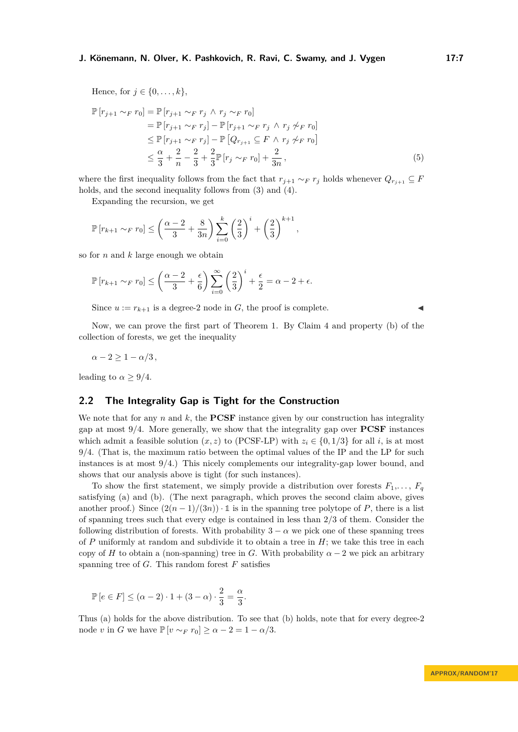Hence, for $j \in \{0, \dots, k\}$,

$$
\begin{aligned}
\mathbb{P}\left[r_{j+1} \sim_F r_0\right] &= \mathbb{P}\left[r_{j+1} \sim_F r_j \wedge r_j \sim_F r_0\right] \\
&= \mathbb{P}\left[r_{j+1} \sim_F r_j\right] - \mathbb{P}\left[r_{j+1} \sim_F r_j \wedge r_j \not\sim_F r_0\right] \\
&\leq \mathbb{P}\left[r_{j+1} \sim_F r_j\right] - \mathbb{P}\left[Q_{r_{j+1}} \subseteq F \wedge r_j \not\sim_F r_0\right] \\
&\leq \frac{\alpha}{3} + \frac{2}{n} - \frac{2}{3} + \frac{2}{3}\mathbb{P}\left[r_j \sim_F r_0\right] + \frac{2}{3n}\,, \qquad (5)
\end{aligned}
$$

where the first inequality follows from the fact that $r_{j+1} \sim_F r_j$ holds whenever $Q_{r_{j+1}} \subseteq F$ holds, and the second inequality follows from (3) and (4).

Expanding the recursion, we get

$$
\mathbb{P}\left[r_{k+1} \sim_F r_0\right] \leq \left(\frac{\alpha - 2}{3} + \frac{8}{3n}\right) \sum_{i=0}^{k} \left(\frac{2}{3}\right)^i + \left(\frac{2}{3}\right)^{k+1},
$$

so for $n$ and $k$ large enough we obtain

$$
\mathbb{P}\left[r_{k+1} \sim_F r_0\right] \leq \left(\frac{\alpha - 2}{3} + \frac{\epsilon}{6}\right) \sum_{i=0}^{\infty} \left(\frac{2}{3}\right)^i + \frac{\epsilon}{2} = \alpha - 2 + \epsilon.
$$

Since $u := r_{k+1}$ is a degree-2 node in $G$, the proof is complete. ◀

Now, we can prove the first part of Theorem 1. By Claim 4 and property (b) of the collection of forests, we get the inequality

$$
\alpha - 2 \geq 1 - \alpha/3\,,
$$

leading to $\alpha \geq 9/4$.

## 2.2 The Integrality Gap is Tight for the Construction

We note that for any $n$ and $k$, the **PCSF** instance given by our construction has integrality gap at most $9/4$. More generally, we show that the integrality gap over **PCSF** instances which admit a feasible solution $(x, z)$ to (PCSF-LP) with $z_i \in \{0, 1/3\}$ for all $i$, is at most $9/4$. (That is, the maximum ratio between the optimal values of the IP and the LP for such instances is at most $9/4$.) This nicely complements our integrality-gap lower bound, and shows that our analysis above is tight (for such instances).

To show the first statement, we simply provide a distribution over forests $F_1, \dots, F_q$ satisfying (a) and (b). (The next paragraph, which proves the second claim above, gives another proof.) Since $(2(n-1)/(3n)) \cdot \mathbb{1}$ is in the spanning tree polytope of $P$, there is a list of spanning trees such that every edge is contained in less than $2/3$ of them. Consider the following distribution of forests. With probability $3 - \alpha$ we pick one of these spanning trees of $P$ uniformly at random and subdivide it to obtain a tree in $H$; we take this tree in each copy of $H$ to obtain a (non-spanning) tree in $G$. With probability $\alpha - 2$ we pick an arbitrary spanning tree of $G$. This random forest $F$ satisfies

$$
\mathbb{P}\left[e \in F\right] \leq (\alpha - 2) \cdot 1 + (3 - \alpha) \cdot \frac{2}{3} = \frac{\alpha}{3}.
$$

Thus (a) holds for the above distribution. To see that (b) holds, note that for every degree-2 node $v$ in $G$ we have $\mathbb{P}\left[v \sim_F r_0\right] \geq \alpha - 2 = 1 - \alpha/3$.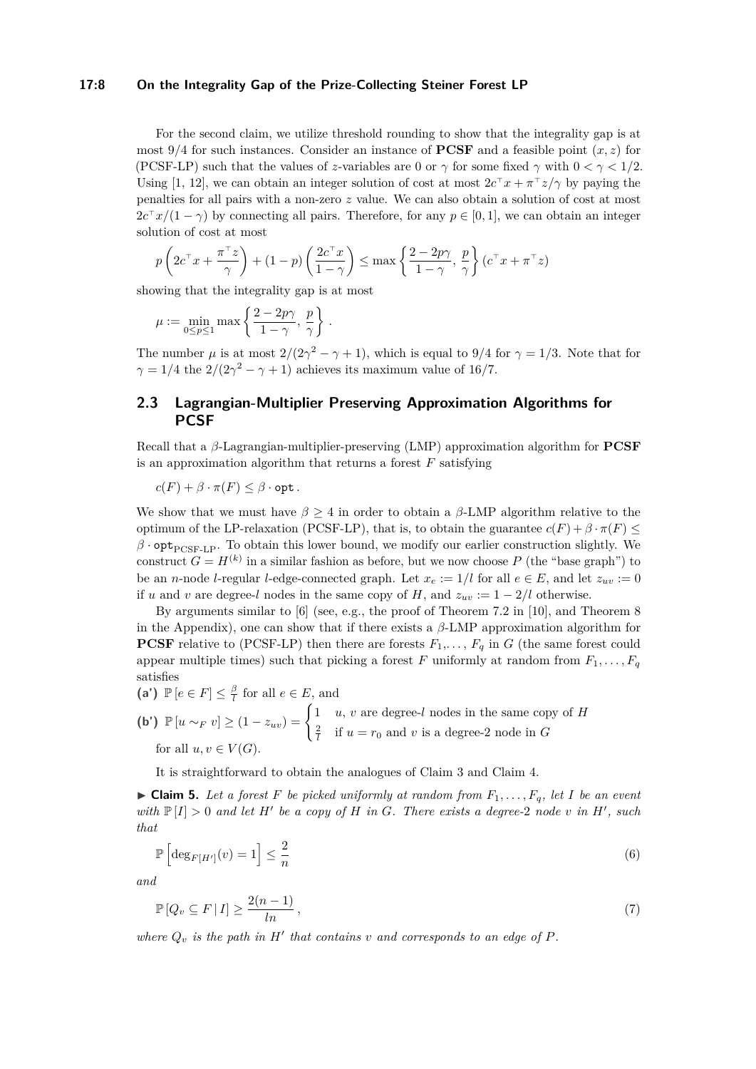For the second claim, we utilize threshold rounding to show that the integrality gap is at most 9/4 for such instances. Consider an instance of **PCSF** and a feasible point $(x, z)$ for (PCSF-LP) such that the values of $z$-variables are 0 or $\gamma$ for some fixed $\gamma$ with $0 < \gamma < 1/2$. Using [1, 12], we can obtain an integer solution of cost at most $2c^\top x + \pi^\top z/\gamma$ by paying the penalties for all pairs with a non-zero $z$ value. We can also obtain a solution of cost at most $2c^\top x/(1-\gamma)$ by connecting all pairs. Therefore, for any $p \in [0, 1]$, we can obtain an integer solution of cost at most

$$p\left(2c^\top x + \frac{\pi^\top z}{\gamma}\right) + (1-p)\left(\frac{2c^\top x}{1-\gamma}\right) \le \max\left\{\frac{2-2p\gamma}{1-\gamma},\, \frac{p}{\gamma}\right\}(c^\top x + \pi^\top z)$$

showing that the integrality gap is at most

$$\mu := \min_{0\le p\le 1} \max\left\{\frac{2-2p\gamma}{1-\gamma},\, \frac{p}{\gamma}\right\}.$$

The number $\mu$ is at most $2/(2\gamma^2 - \gamma + 1)$, which is equal to 9/4 for $\gamma = 1/3$. Note that for $\gamma = 1/4$ the $2/(2\gamma^2 - \gamma + 1)$ achieves its maximum value of 16/7.

## 2.3 Lagrangian-Multiplier Preserving Approximation Algorithms for PCSF

Recall that a $\beta$-Lagrangian-multiplier-preserving (LMP) approximation algorithm for **PCSF** is an approximation algorithm that returns a forest $F$ satisfying

$$c(F) + \beta \cdot \pi(F) \le \beta \cdot \mathtt{opt}\,.$$

We show that we must have $\beta \ge 4$ in order to obtain a $\beta$-LMP algorithm relative to the optimum of the LP-relaxation (PCSF-LP), that is, to obtain the guarantee $c(F) + \beta \cdot \pi(F) \le \beta \cdot \mathtt{opt}_{\text{PCSF-LP}}$. To obtain this lower bound, we modify our earlier construction slightly. We construct $G = H^{(k)}$ in a similar fashion as before, but we now choose $P$ (the "base graph") to be an $n$-node $l$-regular $l$-edge-connected graph. Let $x_e := 1/l$ for all $e \in E$, and let $z_{uv} := 0$ if $u$ and $v$ are degree-$l$ nodes in the same copy of $H$, and $z_{uv} := 1 - 2/l$ otherwise.

By arguments similar to [6] (see, e.g., the proof of Theorem 7.2 in [10], and Theorem 8 in the Appendix), one can show that if there exists a $\beta$-LMP approximation algorithm for **PCSF** relative to (PCSF-LP) then there are forests $F_1, \ldots, F_q$ in $G$ (the same forest could appear multiple times) such that picking a forest $F$ uniformly at random from $F_1, \ldots, F_q$ satisfies

**(a')** $\mathbb{P}[e \in F] \le \frac{\beta}{l}$ for all $e \in E$, and

**(b')** $\mathbb{P}[u \sim_F v] \ge (1 - z_{uv}) = \begin{cases} 1 & u,\, v \text{ are degree-}l \text{ nodes in the same copy of } H \\ \frac{2}{l} & \text{if } u = r_0 \text{ and } v \text{ is a degree-2 node in } G \end{cases}$

for all $u, v \in V(G)$.

It is straightforward to obtain the analogues of Claim 3 and Claim 4.

▶ **Claim 5.** *Let a forest $F$ be picked uniformly at random from $F_1, \ldots, F_q$, let $I$ be an event with $\mathbb{P}[I] > 0$ and let $H'$ be a copy of $H$ in $G$. There exists a degree-2 node $v$ in $H'$, such that*

$$\mathbb{P}\left[\deg_{F[H']}(v) = 1\right] \le \frac{2}{n} \tag{6}$$

*and*

$$\mathbb{P}[Q_v \subseteq F \mid I] \ge \frac{2(n-1)}{ln}\,, \tag{7}$$

*where $Q_v$ is the path in $H'$ that contains $v$ and corresponds to an edge of $P$.*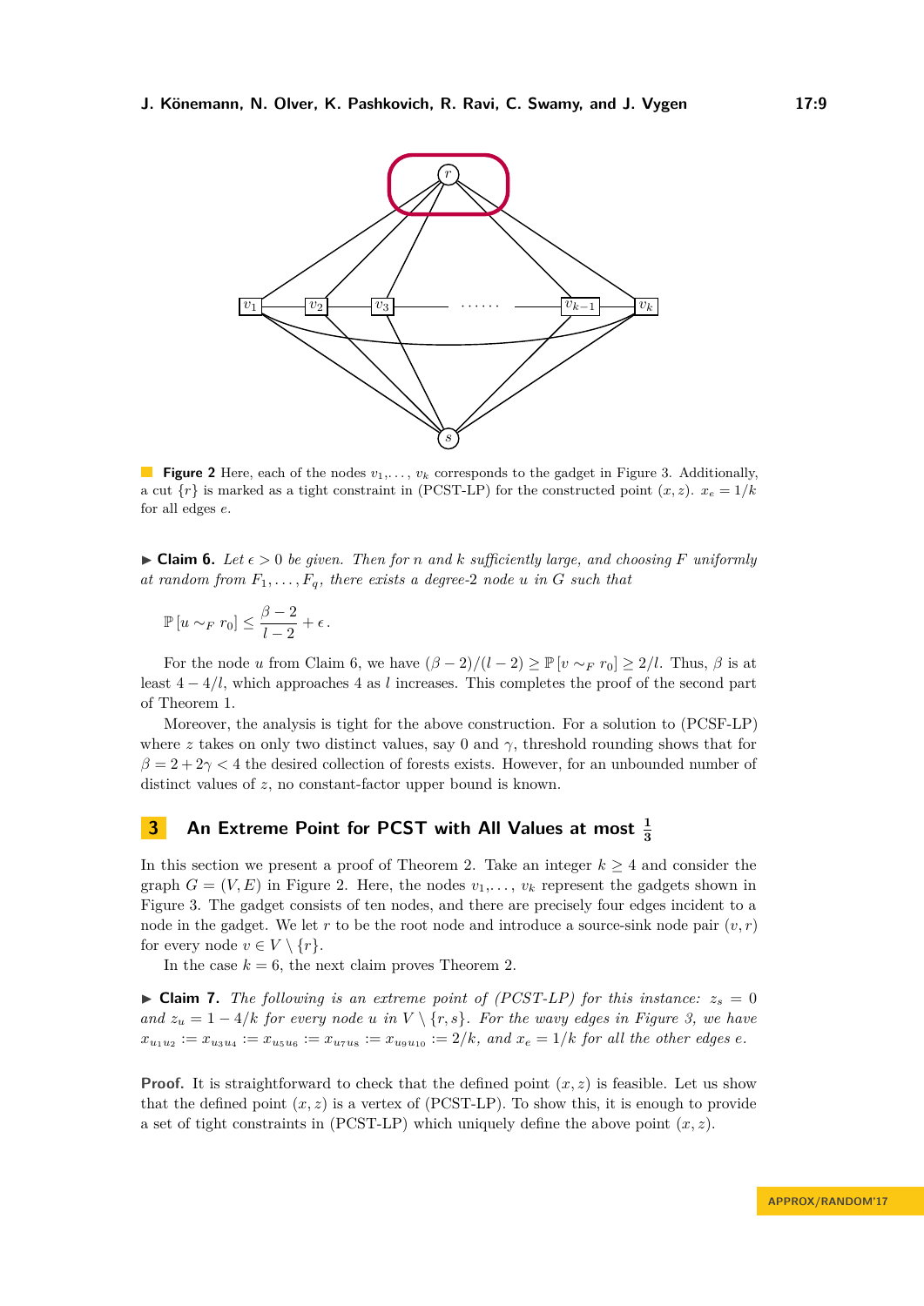**Figure 2** Here, each of the nodes $v_1, \ldots, v_k$ corresponds to the gadget in Figure 3. Additionally, a cut $\{r\}$ is marked as a tight constraint in (PCST-LP) for the constructed point $(x, z)$. $x_e = 1/k$ for all edges $e$.

▶ **Claim 6.** *Let $\epsilon > 0$ be given. Then for $n$ and $k$ sufficiently large, and choosing $F$ uniformly at random from $F_1, \ldots, F_q$, there exists a degree-2 node $u$ in $G$ such that*

$$\mathbb{P}\left[u \sim_F r_0\right] \leq \frac{\beta - 2}{l - 2} + \epsilon \,.$$

For the node $u$ from Claim 6, we have $(\beta - 2)/(l - 2) \geq \mathbb{P}\left[v \sim_F r_0\right] \geq 2/l$. Thus, $\beta$ is at least $4 - 4/l$, which approaches 4 as $l$ increases. This completes the proof of the second part of Theorem 1.

Moreover, the analysis is tight for the above construction. For a solution to (PCSF-LP) where $z$ takes on only two distinct values, say 0 and $\gamma$, threshold rounding shows that for $\beta = 2 + 2\gamma < 4$ the desired collection of forests exists. However, for an unbounded number of distinct values of $z$, no constant-factor upper bound is known.

## 3 An Extreme Point for PCST with All Values at most $\frac{1}{3}$

In this section we present a proof of Theorem 2. Take an integer $k \geq 4$ and consider the graph $G = (V, E)$ in Figure 2. Here, the nodes $v_1, \ldots, v_k$ represent the gadgets shown in Figure 3. The gadget consists of ten nodes, and there are precisely four edges incident to a node in the gadget. We let $r$ to be the root node and introduce a source-sink node pair $(v, r)$ for every node $v \in V \setminus \{r\}$.

In the case $k = 6$, the next claim proves Theorem 2.

▶ **Claim 7.** *The following is an extreme point of (PCST-LP) for this instance: $z_s = 0$ and $z_u = 1 - 4/k$ for every node $u$ in $V \setminus \{r, s\}$. For the wavy edges in Figure 3, we have $x_{u_1 u_2} := x_{u_3 u_4} := x_{u_5 u_6} := x_{u_7 u_8} := x_{u_9 u_{10}} := 2/k$, and $x_e = 1/k$ for all the other edges $e$.*

**Proof.** It is straightforward to check that the defined point $(x, z)$ is feasible. Let us show that the defined point $(x, z)$ is a vertex of (PCST-LP). To show this, it is enough to provide a set of tight constraints in (PCST-LP) which uniquely define the above point $(x, z)$.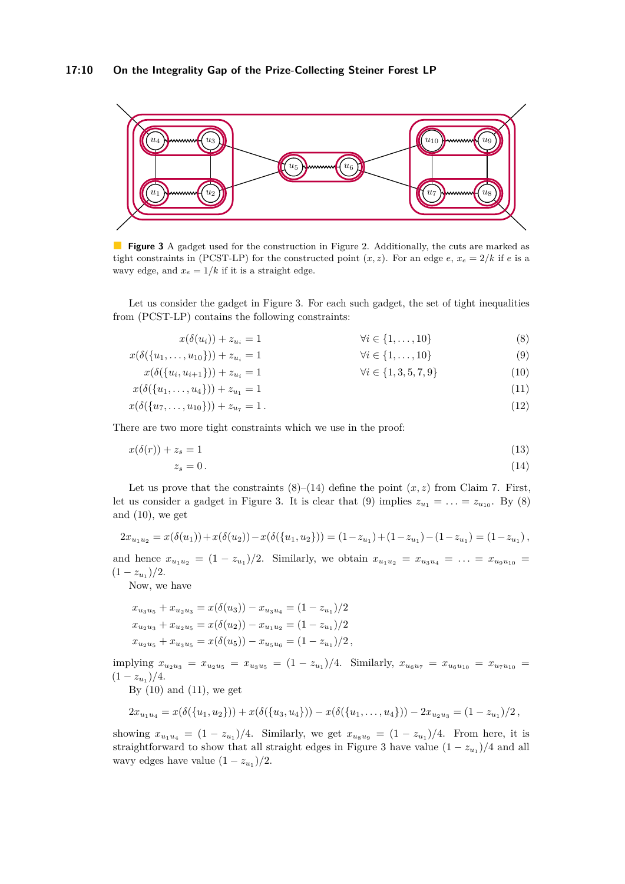**Figure 3** A gadget used for the construction in Figure 2. Additionally, the cuts are marked as tight constraints in (PCST-LP) for the constructed point $(x, z)$. For an edge $e$, $x_e = 2/k$ if $e$ is a wavy edge, and $x_e = 1/k$ if it is a straight edge.

Let us consider the gadget in Figure 3. For each such gadget, the set of tight inequalities from (PCST-LP) contains the following constraints:

$$x(\delta(u_i)) + z_{u_i} = 1 \qquad \forall i \in \{1, \ldots, 10\} \tag{8}$$

$$x(\delta(\{u_1, \ldots, u_{10}\})) + z_{u_i} = 1 \qquad \forall i \in \{1, \ldots, 10\} \tag{9}$$

$$x(\delta(\{u_i, u_{i+1}\})) + z_{u_i} = 1 \qquad \forall i \in \{1, 3, 5, 7, 9\} \tag{10}$$

$$x(\delta(\{u_1, \ldots, u_4\})) + z_{u_1} = 1 \tag{11}$$

$$x(\delta(\{u_7, \ldots, u_{10}\})) + z_{u_7} = 1\,. \tag{12}$$

There are two more tight constraints which we use in the proof:

$$x(\delta(r)) + z_s = 1 \tag{13}$$

$$z_s = 0\,. \tag{14}$$

Let us prove that the constraints (8)–(14) define the point $(x, z)$ from Claim 7. First, let us consider a gadget in Figure 3. It is clear that (9) implies $z_{u_1} = \ldots = z_{u_{10}}$. By (8) and (10), we get

$$2x_{u_1u_2} = x(\delta(u_1)) + x(\delta(u_2)) - x(\delta(\{u_1, u_2\})) = (1 - z_{u_1}) + (1 - z_{u_1}) - (1 - z_{u_1}) = (1 - z_{u_1})\,,$$

and hence $x_{u_1u_2} = (1 - z_{u_1})/2$. Similarly, we obtain $x_{u_1u_2} = x_{u_3u_4} = \ldots = x_{u_9u_{10}} = (1 - z_{u_1})/2$.

Now, we have

$$x_{u_3u_5} + x_{u_2u_3} = x(\delta(u_3)) - x_{u_3u_4} = (1 - z_{u_1})/2$$

$$x_{u_2u_3} + x_{u_2u_5} = x(\delta(u_2)) - x_{u_1u_2} = (1 - z_{u_1})/2$$

$$x_{u_2u_5} + x_{u_3u_5} = x(\delta(u_5)) - x_{u_5u_6} = (1 - z_{u_1})/2\,,$$

implying $x_{u_2u_3} = x_{u_2u_5} = x_{u_3u_5} = (1 - z_{u_1})/4$. Similarly, $x_{u_6u_7} = x_{u_6u_{10}} = x_{u_7u_{10}} = (1 - z_{u_1})/4$.

By (10) and (11), we get

$$2x_{u_1u_4} = x(\delta(\{u_1, u_2\})) + x(\delta(\{u_3, u_4\})) - x(\delta(\{u_1, \ldots, u_4\})) - 2x_{u_2u_3} = (1 - z_{u_1})/2\,,$$

showing $x_{u_1u_4} = (1 - z_{u_1})/4$. Similarly, we get $x_{u_8u_9} = (1 - z_{u_1})/4$. From here, it is straightforward to show that all straight edges in Figure 3 have value $(1 - z_{u_1})/4$ and all wavy edges have value $(1 - z_{u_1})/2$.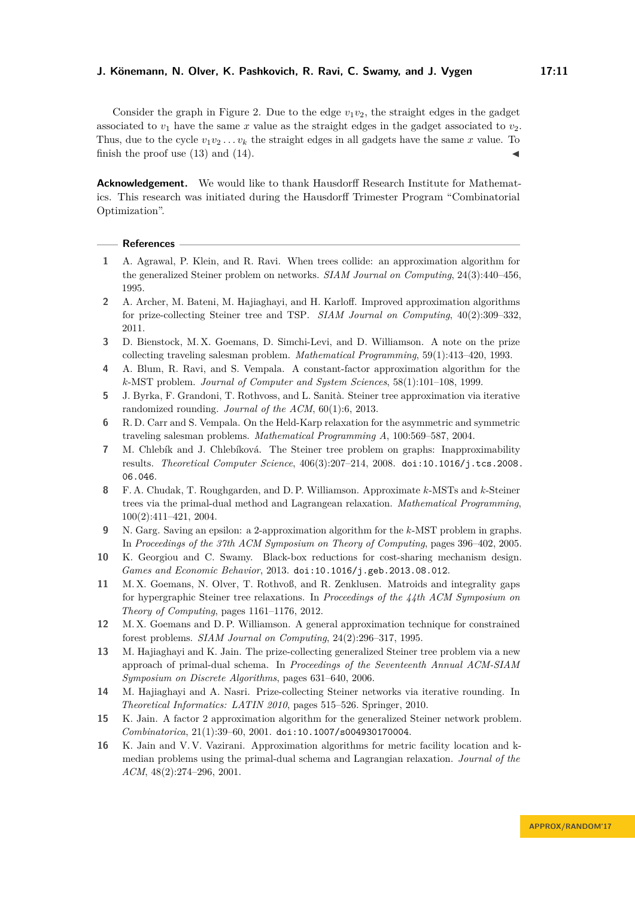Consider the graph in Figure 2. Due to the edge $v_1v_2$, the straight edges in the gadget associated to $v_1$ have the same $x$ value as the straight edges in the gadget associated to $v_2$. Thus, due to the cycle $v_1v_2 \dots v_k$ the straight edges in all gadgets have the same $x$ value. To finish the proof use (13) and (14). ◀

**Acknowledgement.** We would like to thank Hausdorff Research Institute for Mathematics. This research was initiated during the Hausdorff Trimester Program "Combinatorial Optimization".

## References

1. A. Agrawal, P. Klein, and R. Ravi. When trees collide: an approximation algorithm for the generalized Steiner problem on networks. *SIAM Journal on Computing*, 24(3):440–456, 1995.
2. A. Archer, M. Bateni, M. Hajiaghayi, and H. Karloff. Improved approximation algorithms for prize-collecting Steiner tree and TSP. *SIAM Journal on Computing*, 40(2):309–332, 2011.
3. D. Bienstock, M. X. Goemans, D. Simchi-Levi, and D. Williamson. A note on the prize collecting traveling salesman problem. *Mathematical Programming*, 59(1):413–420, 1993.
4. A. Blum, R. Ravi, and S. Vempala. A constant-factor approximation algorithm for the $k$-MST problem. *Journal of Computer and System Sciences*, 58(1):101–108, 1999.
5. J. Byrka, F. Grandoni, T. Rothvoss, and L. Sanità. Steiner tree approximation via iterative randomized rounding. *Journal of the ACM*, 60(1):6, 2013.
6. R. D. Carr and S. Vempala. On the Held-Karp relaxation for the asymmetric and symmetric traveling salesman problems. *Mathematical Programming A*, 100:569–587, 2004.
7. M. Chlebík and J. Chlebíková. The Steiner tree problem on graphs: Inapproximability results. *Theoretical Computer Science*, 406(3):207–214, 2008. doi:10.1016/j.tcs.2008.06.046.
8. F. A. Chudak, T. Roughgarden, and D. P. Williamson. Approximate $k$-MSTs and $k$-Steiner trees via the primal-dual method and Lagrangean relaxation. *Mathematical Programming*, 100(2):411–421, 2004.
9. N. Garg. Saving an epsilon: a 2-approximation algorithm for the $k$-MST problem in graphs. In *Proceedings of the 37th ACM Symposium on Theory of Computing*, pages 396–402, 2005.
10. K. Georgiou and C. Swamy. Black-box reductions for cost-sharing mechanism design. *Games and Economic Behavior*, 2013. doi:10.1016/j.geb.2013.08.012.
11. M. X. Goemans, N. Olver, T. Rothvoß, and R. Zenklusen. Matroids and integrality gaps for hypergraphic Steiner tree relaxations. In *Proceedings of the 44th ACM Symposium on Theory of Computing*, pages 1161–1176, 2012.
12. M. X. Goemans and D. P. Williamson. A general approximation technique for constrained forest problems. *SIAM Journal on Computing*, 24(2):296–317, 1995.
13. M. Hajiaghayi and K. Jain. The prize-collecting generalized Steiner tree problem via a new approach of primal-dual schema. In *Proceedings of the Seventeenth Annual ACM-SIAM Symposium on Discrete Algorithms*, pages 631–640, 2006.
14. M. Hajiaghayi and A. Nasri. Prize-collecting Steiner networks via iterative rounding. In *Theoretical Informatics: LATIN 2010*, pages 515–526. Springer, 2010.
15. K. Jain. A factor 2 approximation algorithm for the generalized Steiner network problem. *Combinatorica*, 21(1):39–60, 2001. doi:10.1007/s004930170004.
16. K. Jain and V. V. Vazirani. Approximation algorithms for metric facility location and k-median problems using the primal-dual schema and Lagrangian relaxation. *Journal of the ACM*, 48(2):274–296, 2001.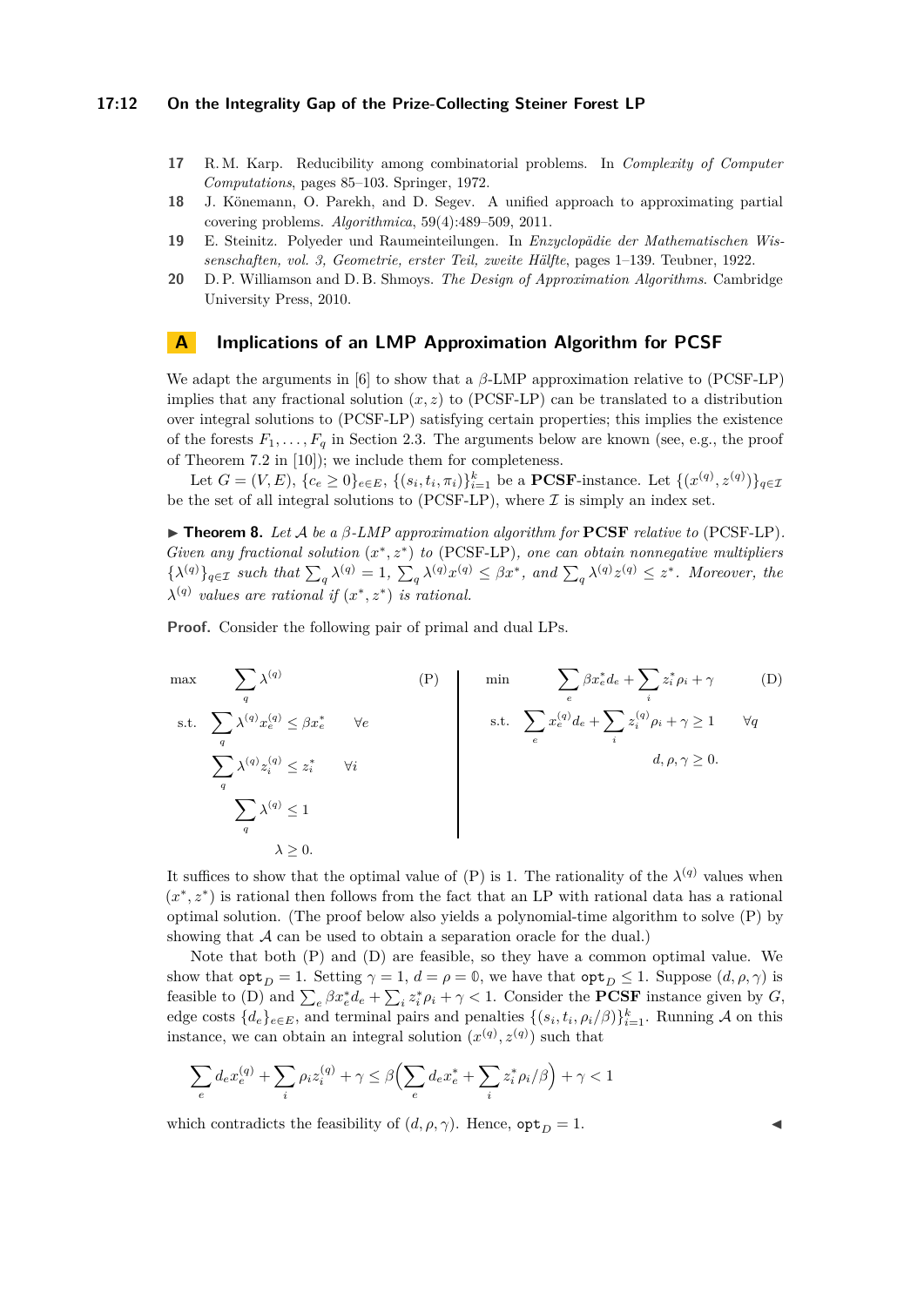17. R. M. Karp. Reducibility among combinatorial problems. In *Complexity of Computer Computations*, pages 85–103. Springer, 1972.
18. J. Könemann, O. Parekh, and D. Segev. A unified approach to approximating partial covering problems. *Algorithmica*, 59(4):489–509, 2011.
19. E. Steinitz. Polyeder und Raumeinteilungen. In *Enzyclopädie der Mathematischen Wissenschaften, vol. 3, Geometrie, erster Teil, zweite Hälfte*, pages 1–139. Teubner, 1922.
20. D. P. Williamson and D. B. Shmoys. *The Design of Approximation Algorithms*. Cambridge University Press, 2010.

## A Implications of an LMP Approximation Algorithm for PCSF

We adapt the arguments in [6] to show that a $\beta$-LMP approximation relative to (PCSF-LP) implies that any fractional solution $(x, z)$ to (PCSF-LP) can be translated to a distribution over integral solutions to (PCSF-LP) satisfying certain properties; this implies the existence of the forests $F_1, \ldots, F_q$ in Section 2.3. The arguments below are known (see, e.g., the proof of Theorem 7.2 in [10]); we include them for completeness.

Let $G = (V, E)$, $\{c_e \geq 0\}_{e \in E}$, $\{(s_i, t_i, \pi_i)\}_{i=1}^k$ be a **PCSF**-instance. Let $\{(x^{(q)}, z^{(q)})\}_{q \in \mathcal{I}}$ be the set of all integral solutions to (PCSF-LP), where $\mathcal{I}$ is simply an index set.

▶ **Theorem 8.** *Let $\mathcal{A}$ be a $\beta$-LMP approximation algorithm for* **PCSF** *relative to* (PCSF-LP)*. Given any fractional solution $(x^*, z^*)$ to* (PCSF-LP)*, one can obtain nonnegative multipliers $\{\lambda^{(q)}\}_{q \in \mathcal{I}}$ such that $\sum_q \lambda^{(q)} = 1$, $\sum_q \lambda^{(q)} x^{(q)} \leq \beta x^*$, and $\sum_q \lambda^{(q)} z^{(q)} \leq z^*$. Moreover, the $\lambda^{(q)}$ values are rational if $(x^*, z^*)$ is rational.*

**Proof.** Consider the following pair of primal and dual LPs.

$$
\begin{aligned}
\max \quad & \sum_q \lambda^{(q)} && \text{(P)} \\
\text{s.t.} \quad & \sum_q \lambda^{(q)} x_e^{(q)} \leq \beta x_e^* && \forall e \\
& \sum_q \lambda^{(q)} z_i^{(q)} \leq z_i^* && \forall i \\
& \sum_q \lambda^{(q)} \leq 1 \\
& \lambda \geq 0.
\end{aligned}
$$

$$
\begin{aligned}
\min \quad & \sum_e \beta x_e^* d_e + \sum_i z_i^* \rho_i + \gamma && \text{(D)} \\
\text{s.t.} \quad & \sum_e x_e^{(q)} d_e + \sum_i z_i^{(q)} \rho_i + \gamma \geq 1 && \forall q \\
& d, \rho, \gamma \geq 0.
\end{aligned}
$$

It suffices to show that the optimal value of (P) is 1. The rationality of the $\lambda^{(q)}$ values when $(x^*, z^*)$ is rational then follows from the fact that an LP with rational data has a rational optimal solution. (The proof below also yields a polynomial-time algorithm to solve (P) by showing that $\mathcal{A}$ can be used to obtain a separation oracle for the dual.)

Note that both (P) and (D) are feasible, so they have a common optimal value. We show that $\texttt{opt}_D = 1$. Setting $\gamma = 1$, $d = \rho = \mathbb{0}$, we have that $\texttt{opt}_D \leq 1$. Suppose $(d, \rho, \gamma)$ is feasible to (D) and $\sum_e \beta x_e^* d_e + \sum_i z_i^* \rho_i + \gamma < 1$. Consider the **PCSF** instance given by $G$, edge costs $\{d_e\}_{e \in E}$, and terminal pairs and penalties $\{(s_i, t_i, \rho_i/\beta)\}_{i=1}^k$. Running $\mathcal{A}$ on this instance, we can obtain an integral solution $(x^{(q)}, z^{(q)})$ such that

$$
\sum_e d_e x_e^{(q)} + \sum_i \rho_i z_i^{(q)} + \gamma \leq \beta \Big( \sum_e d_e x_e^* + \sum_i z_i^* \rho_i / \beta \Big) + \gamma < 1
$$

which contradicts the feasibility of $(d, \rho, \gamma)$. Hence, $\texttt{opt}_D = 1$. ◀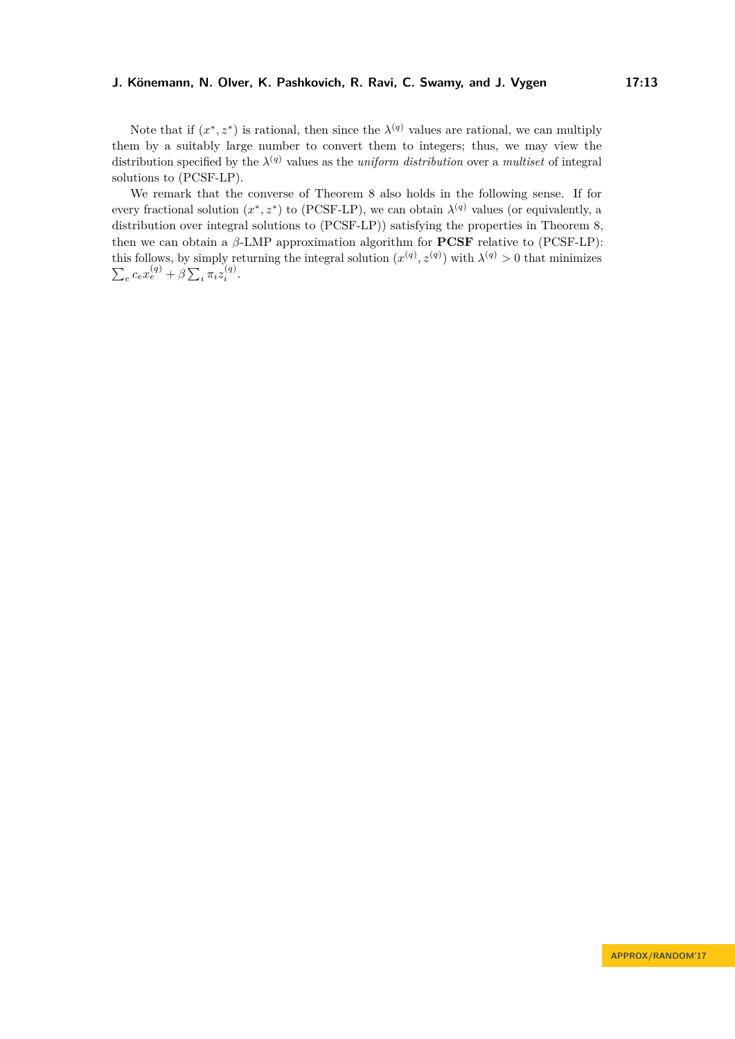Note that if $(x^*, z^*)$ is rational, then since the $\lambda^{(q)}$ values are rational, we can multiply them by a suitably large number to convert them to integers; thus, we may view the distribution specified by the $\lambda^{(q)}$ values as the *uniform distribution* over a *multiset* of integral solutions to (PCSF-LP).

We remark that the converse of Theorem 8 also holds in the following sense. If for every fractional solution $(x^*, z^*)$ to (PCSF-LP), we can obtain $\lambda^{(q)}$ values (or equivalently, a distribution over integral solutions to (PCSF-LP)) satisfying the properties in Theorem 8, then we can obtain a $\beta$-LMP approximation algorithm for **PCSF** relative to (PCSF-LP): this follows, by simply returning the integral solution $(x^{(q)}, z^{(q)})$ with $\lambda^{(q)} > 0$ that minimizes $\sum_e c_e x_e^{(q)} + \beta \sum_i \pi_i z_i^{(q)}$.